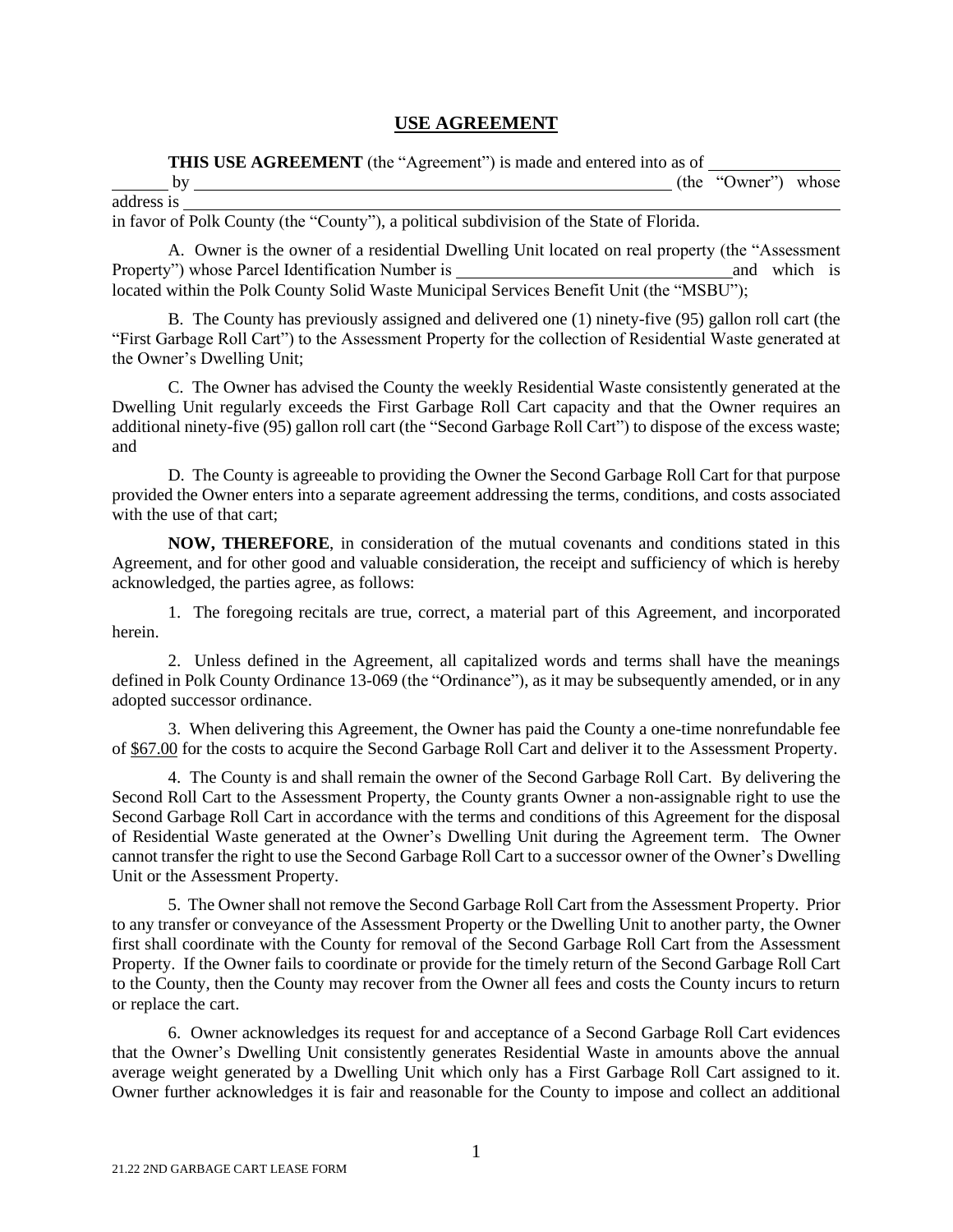# USE AGREEMENT

**THIS USE AGREEMENT** (the "Agreement") is made and entered into as of _______________ _______ by ____________________________________________________________ (the "Owner") whose address is ________________________________________________________________________________ in favor of Polk County (the "County"), a political subdivision of the State of Florida.

A. Owner is the owner of a residential Dwelling Unit located on real property (the "Assessment Property") whose Parcel Identification Number is _________________________________ and which is located within the Polk County Solid Waste Municipal Services Benefit Unit (the "MSBU");

B. The County has previously assigned and delivered one (1) ninety-five (95) gallon roll cart (the "First Garbage Roll Cart") to the Assessment Property for the collection of Residential Waste generated at the Owner's Dwelling Unit;

C. The Owner has advised the County the weekly Residential Waste consistently generated at the Dwelling Unit regularly exceeds the First Garbage Roll Cart capacity and that the Owner requires an additional ninety-five (95) gallon roll cart (the "Second Garbage Roll Cart") to dispose of the excess waste; and

D. The County is agreeable to providing the Owner the Second Garbage Roll Cart for that purpose provided the Owner enters into a separate agreement addressing the terms, conditions, and costs associated with the use of that cart;

**NOW, THEREFORE**, in consideration of the mutual covenants and conditions stated in this Agreement, and for other good and valuable consideration, the receipt and sufficiency of which is hereby acknowledged, the parties agree, as follows:

1. The foregoing recitals are true, correct, a material part of this Agreement, and incorporated herein.

2. Unless defined in the Agreement, all capitalized words and terms shall have the meanings defined in Polk County Ordinance 13-069 (the "Ordinance"), as it may be subsequently amended, or in any adopted successor ordinance.

3. When delivering this Agreement, the Owner has paid the County a one-time nonrefundable fee of <u>$67.00</u> for the costs to acquire the Second Garbage Roll Cart and deliver it to the Assessment Property.

4. The County is and shall remain the owner of the Second Garbage Roll Cart. By delivering the Second Roll Cart to the Assessment Property, the County grants Owner a non-assignable right to use the Second Garbage Roll Cart in accordance with the terms and conditions of this Agreement for the disposal of Residential Waste generated at the Owner's Dwelling Unit during the Agreement term. The Owner cannot transfer the right to use the Second Garbage Roll Cart to a successor owner of the Owner's Dwelling Unit or the Assessment Property.

5. The Owner shall not remove the Second Garbage Roll Cart from the Assessment Property. Prior to any transfer or conveyance of the Assessment Property or the Dwelling Unit to another party, the Owner first shall coordinate with the County for removal of the Second Garbage Roll Cart from the Assessment Property. If the Owner fails to coordinate or provide for the timely return of the Second Garbage Roll Cart to the County, then the County may recover from the Owner all fees and costs the County incurs to return or replace the cart.

6. Owner acknowledges its request for and acceptance of a Second Garbage Roll Cart evidences that the Owner's Dwelling Unit consistently generates Residential Waste in amounts above the annual average weight generated by a Dwelling Unit which only has a First Garbage Roll Cart assigned to it. Owner further acknowledges it is fair and reasonable for the County to impose and collect an additional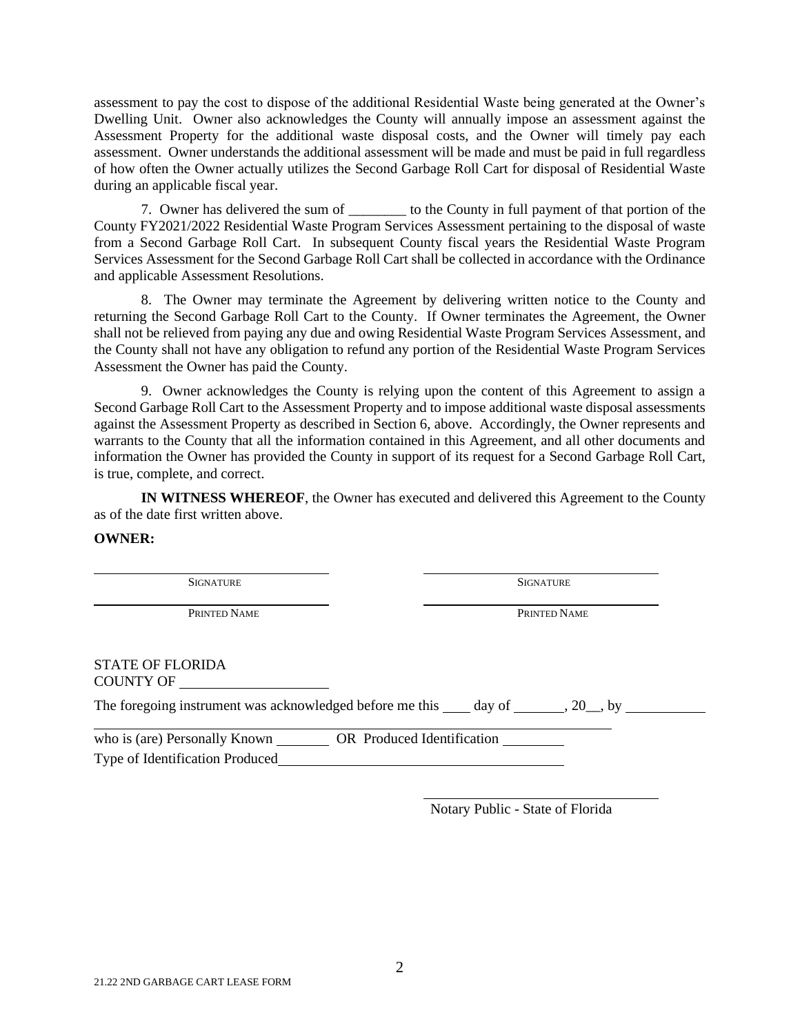assessment to pay the cost to dispose of the additional Residential Waste being generated at the Owner's Dwelling Unit. Owner also acknowledges the County will annually impose an assessment against the Assessment Property for the additional waste disposal costs, and the Owner will timely pay each assessment. Owner understands the additional assessment will be made and must be paid in full regardless of how often the Owner actually utilizes the Second Garbage Roll Cart for disposal of Residential Waste during an applicable fiscal year.

7. Owner has delivered the sum of ________ to the County in full payment of that portion of the County FY2021/2022 Residential Waste Program Services Assessment pertaining to the disposal of waste from a Second Garbage Roll Cart. In subsequent County fiscal years the Residential Waste Program Services Assessment for the Second Garbage Roll Cart shall be collected in accordance with the Ordinance and applicable Assessment Resolutions.

8. The Owner may terminate the Agreement by delivering written notice to the County and returning the Second Garbage Roll Cart to the County. If Owner terminates the Agreement, the Owner shall not be relieved from paying any due and owing Residential Waste Program Services Assessment, and the County shall not have any obligation to refund any portion of the Residential Waste Program Services Assessment the Owner has paid the County.

9. Owner acknowledges the County is relying upon the content of this Agreement to assign a Second Garbage Roll Cart to the Assessment Property and to impose additional waste disposal assessments against the Assessment Property as described in Section 6, above. Accordingly, the Owner represents and warrants to the County that all the information contained in this Agreement, and all other documents and information the Owner has provided the County in support of its request for a Second Garbage Roll Cart, is true, complete, and correct.

**IN WITNESS WHEREOF**, the Owner has executed and delivered this Agreement to the County as of the date first written above.

**OWNER:**

______________________________ SIGNATURE

______________________________ PRINTED NAME

______________________________ SIGNATURE

______________________________ PRINTED NAME

STATE OF FLORIDA
COUNTY OF ____________________

The foregoing instrument was acknowledged before me this ____ day of _______, 20__, by ___________

______________________________________________________________________

who is (are) Personally Known ________ OR Produced Identification ________

Type of Identification Produced________________________________________

______________________________
Notary Public - State of Florida

21.22 2ND GARBAGE CART LEASE FORM